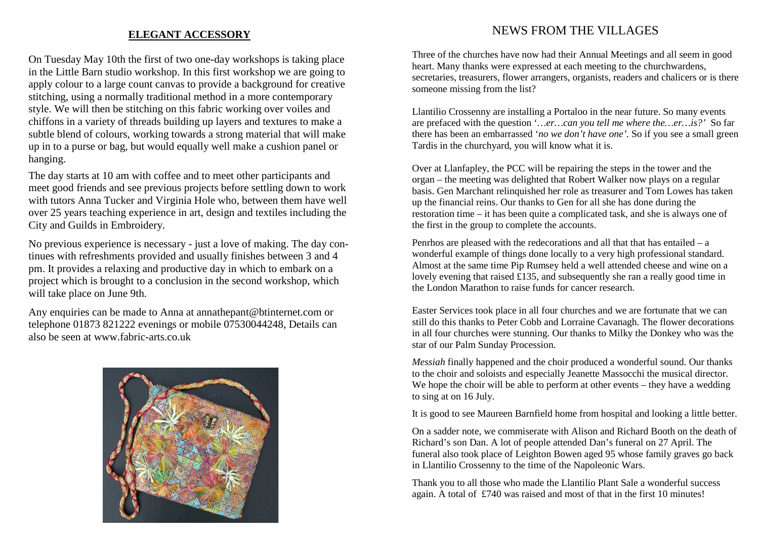## ELEGANT ACCESSORY

On Tuesday May 10th the first of two one-day workshops is taking place in the Little Barn studio workshop. In this first workshop we are going to apply colour to a large count canvas to provide a background for creative stitching, using a normally traditional method in a more contemporary style. We will then be stitching on this fabric working over voiles and chiffons in a variety of threads building up layers and textures to make a subtle blend of colours, working towards a strong material that will make up in to a purse or bag, but would equally well make a cushion panel or hanging.

The day starts at 10 am with coffee and to meet other participants and meet good friends and see previous projects before settling down to work with tutors Anna Tucker and Virginia Hole who, between them have well over 25 years teaching experience in art, design and textiles including the City and Guilds in Embroidery.

No previous experience is necessary - just a love of making. The day continues with refreshments provided and usually finishes between 3 and 4 pm. It provides a relaxing and productive day in which to embark on a project which is brought to a conclusion in the second workshop, which will take place on June 9th.

Any enquiries can be made to Anna at annathepant@btinternet.com or telephone 01873 821222 evenings or mobile 07530044248, Details can also be seen at www.fabric-arts.co.uk

## NEWS FROM THE VILLAGES

Three of the churches have now had their Annual Meetings and all seem in good heart. Many thanks were expressed at each meeting to the churchwardens, secretaries, treasurers, flower arrangers, organists, readers and chalicers or is there someone missing from the list?

Llantilio Crossenny are installing a Portaloo in the near future. So many events are prefaced with the question '*…er…can you tell me where the…er…is?*' So far there has been an embarrassed '*no we don't have one*'. So if you see a small green Tardis in the churchyard, you will know what it is.

Over at Llanfapley, the PCC will be repairing the steps in the tower and the organ – the meeting was delighted that Robert Walker now plays on a regular basis. Gen Marchant relinquished her role as treasurer and Tom Lowes has taken up the financial reins. Our thanks to Gen for all she has done during the restoration time – it has been quite a complicated task, and she is always one of the first in the group to complete the accounts.

Penrhos are pleased with the redecorations and all that that has entailed – a wonderful example of things done locally to a very high professional standard. Almost at the same time Pip Rumsey held a well attended cheese and wine on a lovely evening that raised £135, and subsequently she ran a really good time in the London Marathon to raise funds for cancer research.

Easter Services took place in all four churches and we are fortunate that we can still do this thanks to Peter Cobb and Lorraine Cavanagh. The flower decorations in all four churches were stunning. Our thanks to Milky the Donkey who was the star of our Palm Sunday Procession.

*Messiah* finally happened and the choir produced a wonderful sound. Our thanks to the choir and soloists and especially Jeanette Massocchi the musical director. We hope the choir will be able to perform at other events – they have a wedding to sing at on 16 July.

It is good to see Maureen Barnfield home from hospital and looking a little better.

On a sadder note, we commiserate with Alison and Richard Booth on the death of Richard's son Dan. A lot of people attended Dan's funeral on 27 April. The funeral also took place of Leighton Bowen aged 95 whose family graves go back in Llantilio Crossenny to the time of the Napoleonic Wars.

Thank you to all those who made the Llantilio Plant Sale a wonderful success again. A total of £740 was raised and most of that in the first 10 minutes!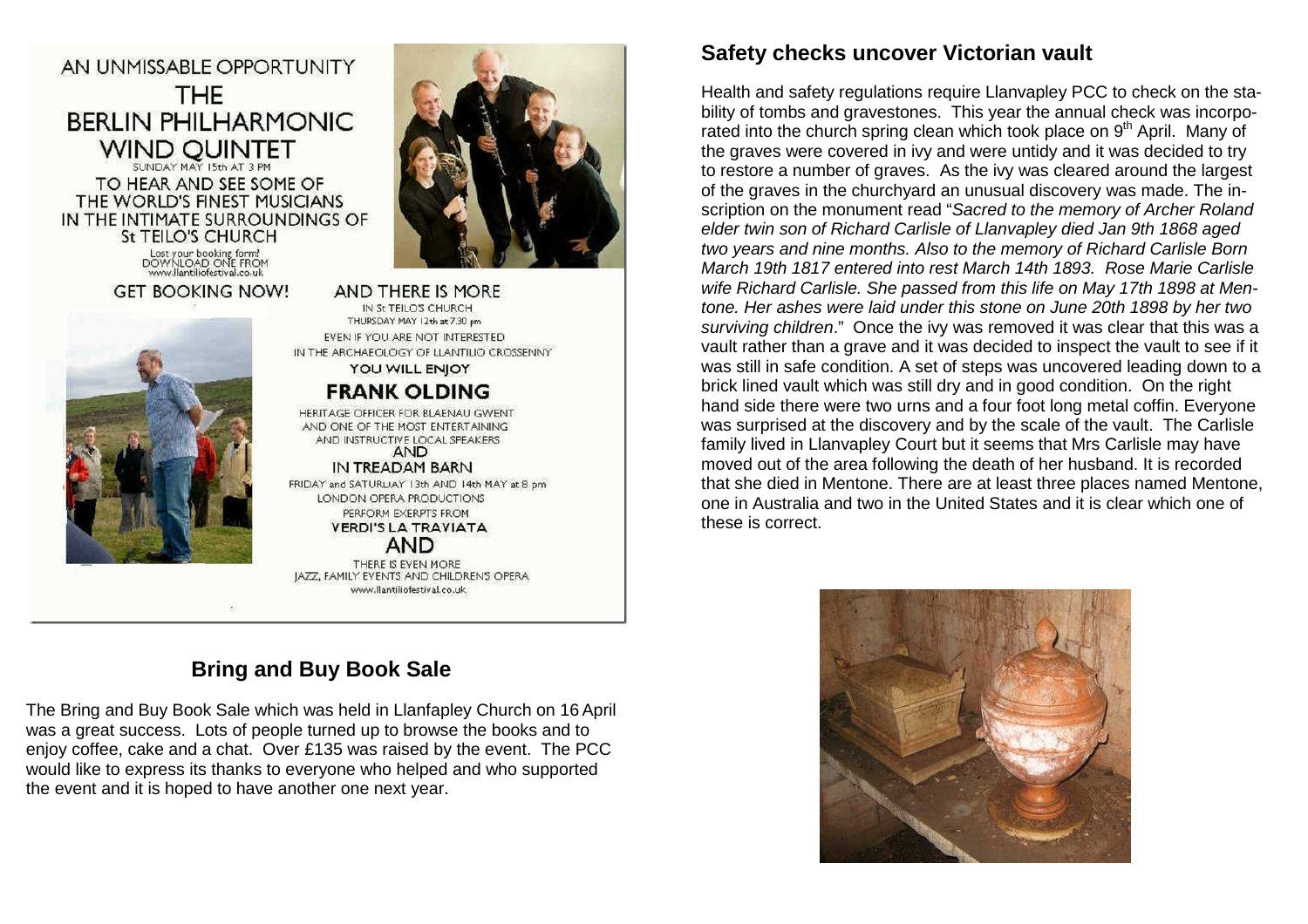AN UNMISSABLE OPPORTUNITY

# THE BERLIN PHILHARMONIC WIND QUINTET

SUNDAY MAY 15th AT 3 PM

TO HEAR AND SEE SOME OF THE WORLD'S FINEST MUSICIANS IN THE INTIMATE SURROUNDINGS OF St TEILO'S CHURCH

Lost your booking form? DOWNLOAD ONE FROM www.llantiliofestival.co.uk

GET BOOKING NOW!

AND THERE IS MORE

IN St TEILO'S CHURCH

THURSDAY MAY 12th at 7:30 pm

EVEN IF YOU ARE NOT INTERESTED IN THE ARCHAEOLOGY OF LLANTILIO CROSSENNY

YOU WILL ENJOY

**FRANK OLDING**

HERITAGE OFFICER FOR BLAENAU GWENT AND ONE OF THE MOST ENTERTAINING AND INSTRUCTIVE LOCAL SPEAKERS

AND

IN TREADAM BARN

FRIDAY and SATURDAY 13th AND 14th MAY at 8 pm

LONDON OPERA PRODUCTIONS PERFORM EXERPTS FROM VERDI'S LA TRAVIATA

AND

THERE IS EVEN MORE

JAZZ, FAMILY EVENTS AND CHILDREN'S OPERA

www.llantiliofestival.co.uk

## Bring and Buy Book Sale

The Bring and Buy Book Sale which was held in Llanfapley Church on 16 April was a great success. Lots of people turned up to browse the books and to enjoy coffee, cake and a chat. Over £135 was raised by the event. The PCC would like to express its thanks to everyone who helped and who supported the event and it is hoped to have another one next year.

## Safety checks uncover Victorian vault

Health and safety regulations require Llanvapley PCC to check on the stability of tombs and gravestones. This year the annual check was incorporated into the church spring clean which took place on 9th April. Many of the graves were covered in ivy and were untidy and it was decided to try to restore a number of graves. As the ivy was cleared around the largest of the graves in the churchyard an unusual discovery was made. The inscription on the monument read "*Sacred to the memory of Archer Roland elder twin son of Richard Carlisle of Llanvapley died Jan 9th 1868 aged two years and nine months. Also to the memory of Richard Carlisle Born March 19th 1817 entered into rest March 14th 1893. Rose Marie Carlisle wife Richard Carlisle. She passed from this life on May 17th 1898 at Mentone. Her ashes were laid under this stone on June 20th 1898 by her two surviving children*." Once the ivy was removed it was clear that this was a vault rather than a grave and it was decided to inspect the vault to see if it was still in safe condition. A set of steps was uncovered leading down to a brick lined vault which was still dry and in good condition. On the right hand side there were two urns and a four foot long metal coffin. Everyone was surprised at the discovery and by the scale of the vault. The Carlisle family lived in Llanvapley Court but it seems that Mrs Carlisle may have moved out of the area following the death of her husband. It is recorded that she died in Mentone. There are at least three places named Mentone, one in Australia and two in the United States and it is clear which one of these is correct.